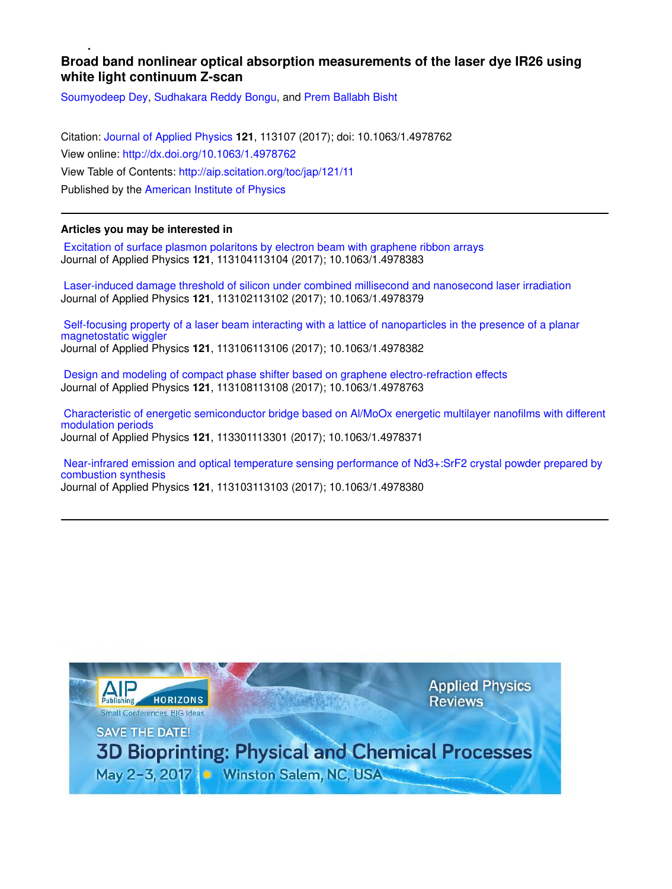# Broad band nonlinear optical absorption measurements of the laser dye IR26 using white light continuum Z-scan

Soumyodeep Dey, Sudhakara Reddy Bongu, and Prem Ballabh Bisht

Citation: Journal of Applied Physics **121**, 113107 (2017); doi: 10.1063/1.4978762
View online: http://dx.doi.org/10.1063/1.4978762
View Table of Contents: http://aip.scitation.org/toc/jap/121/11
Published by the American Institute of Physics

---

## Articles you may be interested in

Excitation of surface plasmon polaritons by electron beam with graphene ribbon arrays
Journal of Applied Physics **121**, 113104113104 (2017); 10.1063/1.4978383

Laser-induced damage threshold of silicon under combined millisecond and nanosecond laser irradiation
Journal of Applied Physics **121**, 113102113102 (2017); 10.1063/1.4978379

Self-focusing property of a laser beam interacting with a lattice of nanoparticles in the presence of a planar magnetostatic wiggler
Journal of Applied Physics **121**, 113106113106 (2017); 10.1063/1.4978382

Design and modeling of compact phase shifter based on graphene electro-refraction effects
Journal of Applied Physics **121**, 113108113108 (2017); 10.1063/1.4978763

Characteristic of energetic semiconductor bridge based on Al/MoOx energetic multilayer nanofilms with different modulation periods
Journal of Applied Physics **121**, 113301113301 (2017); 10.1063/1.4978371

Near-infrared emission and optical temperature sensing performance of Nd3+:SrF2 crystal powder prepared by combustion synthesis
Journal of Applied Physics **121**, 113103113103 (2017); 10.1063/1.4978380

---

AIP Publishing HORIZONS
Small Conferences. BIG Ideas.

Applied Physics Reviews

SAVE THE DATE!
3D Bioprinting: Physical and Chemical Processes
May 2-3, 2017 • Winston Salem, NC, USA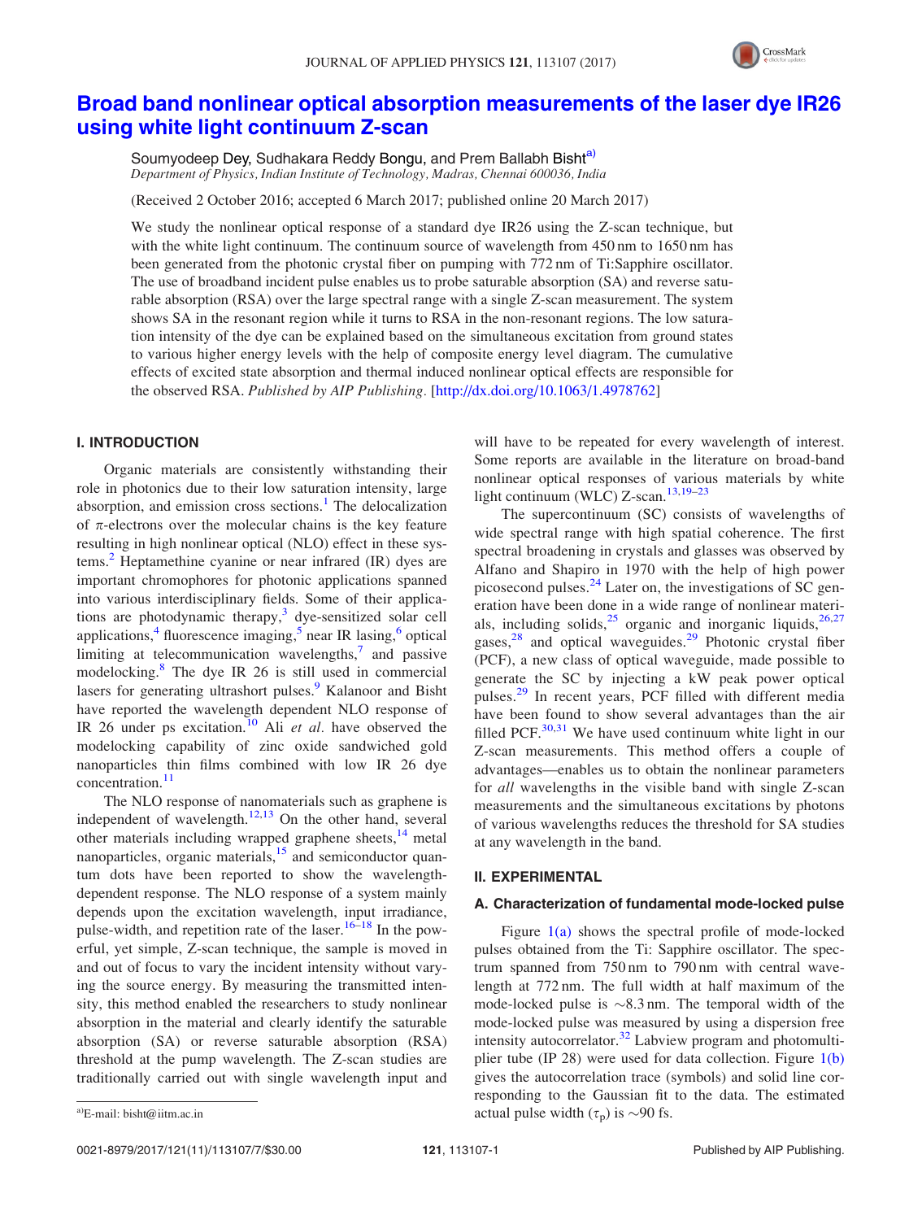# Broad band nonlinear optical absorption measurements of the laser dye IR26 using white light continuum Z-scan

Soumyodeep Dey, Sudhakara Reddy Bongu, and Prem Ballabh Bisht[a)]

*Department of Physics, Indian Institute of Technology, Madras, Chennai 600036, India*

(Received 2 October 2016; accepted 6 March 2017; published online 20 March 2017)

We study the nonlinear optical response of a standard dye IR26 using the Z-scan technique, but with the white light continuum. The continuum source of wavelength from 450 nm to 1650 nm has been generated from the photonic crystal fiber on pumping with 772 nm of Ti:Sapphire oscillator. The use of broadband incident pulse enables us to probe saturable absorption (SA) and reverse saturable absorption (RSA) over the large spectral range with a single Z-scan measurement. The system shows SA in the resonant region while it turns to RSA in the non-resonant regions. The low saturation intensity of the dye can be explained based on the simultaneous excitation from ground states to various higher energy levels with the help of composite energy level diagram. The cumulative effects of excited state absorption and thermal induced nonlinear optical effects are responsible for the observed RSA. *Published by AIP Publishing.* [http://dx.doi.org/10.1063/1.4978762]

## I. INTRODUCTION

Organic materials are consistently withstanding their role in photonics due to their low saturation intensity, large absorption, and emission cross sections.[1] The delocalization of $\pi$-electrons over the molecular chains is the key feature resulting in high nonlinear optical (NLO) effect in these systems.[2] Heptamethine cyanine or near infrared (IR) dyes are important chromophores for photonic applications spanned into various interdisciplinary fields. Some of their applications are photodynamic therapy,[3] dye-sensitized solar cell applications,[4] fluorescence imaging,[5] near IR lasing,[6] optical limiting at telecommunication wavelengths,[7] and passive modelocking.[8] The dye IR 26 is still used in commercial lasers for generating ultrashort pulses.[9] Kalanoor and Bisht have reported the wavelength dependent NLO response of IR 26 under ps excitation.[10] Ali *et al.* have observed the modelocking capability of zinc oxide sandwiched gold nanoparticles thin films combined with low IR 26 dye concentration.[11]

The NLO response of nanomaterials such as graphene is independent of wavelength.[12,13] On the other hand, several other materials including wrapped graphene sheets,[14] metal nanoparticles, organic materials,[15] and semiconductor quantum dots have been reported to show the wavelength-dependent response. The NLO response of a system mainly depends upon the excitation wavelength, input irradiance, pulse-width, and repetition rate of the laser.[16–18] In the powerful, yet simple, Z-scan technique, the sample is moved in and out of focus to vary the incident intensity without varying the source energy. By measuring the transmitted intensity, this method enabled the researchers to study nonlinear absorption in the material and clearly identify the saturable absorption (SA) or reverse saturable absorption (RSA) threshold at the pump wavelength. The Z-scan studies are traditionally carried out with single wavelength input and will have to be repeated for every wavelength of interest. Some reports are available in the literature on broad-band nonlinear optical responses of various materials by white light continuum (WLC) Z-scan.[13,19–23]

The supercontinuum (SC) consists of wavelengths of wide spectral range with high spatial coherence. The first spectral broadening in crystals and glasses was observed by Alfano and Shapiro in 1970 with the help of high power picosecond pulses.[24] Later on, the investigations of SC generation have been done in a wide range of nonlinear materials, including solids,[25] organic and inorganic liquids,[26,27] gases,[28] and optical waveguides.[29] Photonic crystal fiber (PCF), a new class of optical waveguide, made possible to generate the SC by injecting a kW peak power optical pulses.[29] In recent years, PCF filled with different media have been found to show several advantages than the air filled PCF.[30,31] We have used continuum white light in our Z-scan measurements. This method offers a couple of advantages—enables us to obtain the nonlinear parameters for *all* wavelengths in the visible band with single Z-scan measurements and the simultaneous excitations by photons of various wavelengths reduces the threshold for SA studies at any wavelength in the band.

## II. EXPERIMENTAL

### A. Characterization of fundamental mode-locked pulse

Figure 1(a) shows the spectral profile of mode-locked pulses obtained from the Ti: Sapphire oscillator. The spectrum spanned from 750 nm to 790 nm with central wavelength at 772 nm. The full width at half maximum of the mode-locked pulse is ~8.3 nm. The temporal width of the mode-locked pulse was measured by using a dispersion free intensity autocorrelator.[32] Labview program and photomultiplier tube (IP 28) were used for data collection. Figure 1(b) gives the autocorrelation trace (symbols) and solid line corresponding to the Gaussian fit to the data. The estimated actual pulse width ($\tau_p$) is ~90 fs.

[a)]E-mail: bisht@iitm.ac.in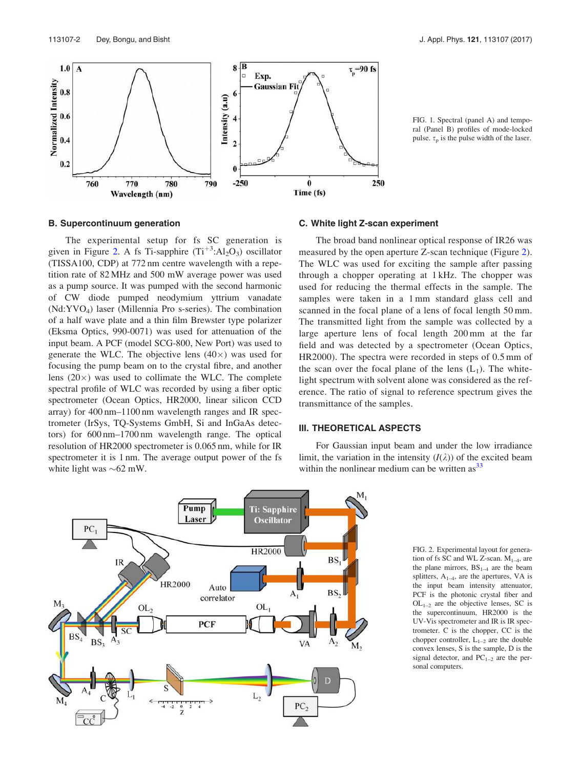FIG. 1. Spectral (panel A) and temporal (Panel B) profiles of mode-locked pulse. $\tau_p$ is the pulse width of the laser.

### B. Supercontinuum generation

The experimental setup for fs SC generation is given in Figure 2. A fs Ti-sapphire ($Ti^{+3}$:$Al_2O_3$) oscillator (TISSA100, CDP) at 772 nm centre wavelength with a repetition rate of 82 MHz and 500 mW average power was used as a pump source. It was pumped with the second harmonic of CW diode pumped neodymium yttrium vanadate (Nd:$YVO_4$) laser (Millennia Pro s-series). The combination of a half wave plate and a thin film Brewster type polarizer (Eksma Optics, 990-0071) was used for attenuation of the input beam. A PCF (model SCG-800, New Port) was used to generate the WLC. The objective lens (40×) was used for focusing the pump beam on to the crystal fibre, and another lens (20×) was used to collimate the WLC. The complete spectral profile of WLC was recorded by using a fiber optic spectrometer (Ocean Optics, HR2000, linear silicon CCD array) for 400 nm–1100 nm wavelength ranges and IR spectrometer (IrSys, TQ-Systems GmbH, Si and InGaAs detectors) for 600 nm–1700 nm wavelength range. The optical resolution of HR2000 spectrometer is 0.065 nm, while for IR spectrometer it is 1 nm. The average output power of the fs white light was ~62 mW.

### C. White light Z-scan experiment

The broad band nonlinear optical response of IR26 was measured by the open aperture Z-scan technique (Figure 2). The WLC was used for exciting the sample after passing through a chopper operating at 1 kHz. The chopper was used for reducing the thermal effects in the sample. The samples were taken in a 1 mm standard glass cell and scanned in the focal plane of a lens of focal length 50 mm. The transmitted light from the sample was collected by a large aperture lens of focal length 200 mm at the far field and was detected by a spectrometer (Ocean Optics, HR2000). The spectra were recorded in steps of 0.5 mm of the scan over the focal plane of the lens ($L_1$). The white-light spectrum with solvent alone was considered as the reference. The ratio of signal to reference spectrum gives the transmittance of the samples.

## III. THEORETICAL ASPECTS

For Gaussian input beam and under the low irradiance limit, the variation in the intensity ($I(\lambda)$) of the excited beam within the nonlinear medium can be written as[33]

FIG. 2. Experimental layout for generation of fs SC and WL Z-scan. $M_{1-4}$, are the plane mirrors, $BS_{1-4}$ are the beam splitters, $A_{1-4}$, are the apertures, VA is the input beam intensity attenuator, PCF is the photonic crystal fiber and $OL_{1-2}$ are the objective lenses, SC is the supercontinuum, HR2000 is the UV-Vis spectrometer and IR is IR spectrometer. C is the chopper, CC is the chopper controller, $L_{1-2}$ are the double convex lenses, S is the sample, D is the signal detector, and $PC_{1-2}$ are the personal computers.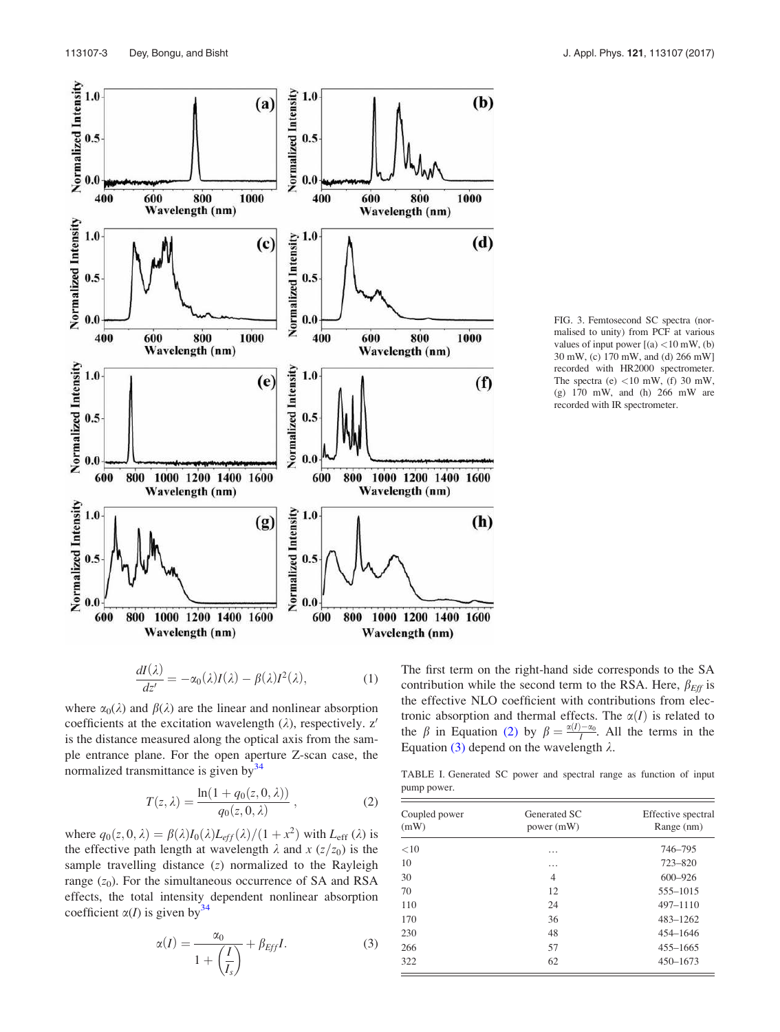FIG. 3. Femtosecond SC spectra (normalised to unity) from PCF at various values of input power [(a) <10 mW, (b) 30 mW, (c) 170 mW, and (d) 266 mW] recorded with HR2000 spectrometer. The spectra (e) <10 mW, (f) 30 mW, (g) 170 mW, and (h) 266 mW are recorded with IR spectrometer.

$$\frac{dI(\lambda)}{dz'} = -\alpha_0(\lambda)I(\lambda) - \beta(\lambda)I^2(\lambda), \tag{1}$$

where $\alpha_0(\lambda)$ and $\beta(\lambda)$ are the linear and nonlinear absorption coefficients at the excitation wavelength ($\lambda$), respectively. $z'$ is the distance measured along the optical axis from the sample entrance plane. For the open aperture Z-scan case, the normalized transmittance is given by[34]

$$T(z,\lambda) = \frac{\ln(1 + q_0(z,0,\lambda))}{q_0(z,0,\lambda)}, \tag{2}$$

where $q_0(z,0,\lambda) = \beta(\lambda)I_0(\lambda)L_{eff}(\lambda)/(1+x^2)$ with $L_{\text{eff}}(\lambda)$ is the effective path length at wavelength $\lambda$ and $x$ ($z/z_0$) is the sample travelling distance ($z$) normalized to the Rayleigh range ($z_0$). For the simultaneous occurrence of SA and RSA effects, the total intensity dependent nonlinear absorption coefficient $\alpha(I)$ is given by[34]

$$\alpha(I) = \frac{\alpha_0}{1 + \left(\frac{I}{I_s}\right)} + \beta_{Eff}I. \tag{3}$$

The first term on the right-hand side corresponds to the SA contribution while the second term to the RSA. Here, $\beta_{Eff}$ is the effective NLO coefficient with contributions from electronic absorption and thermal effects. The $\alpha(I)$ is related to the $\beta$ in Equation (2) by $\beta = \frac{\alpha(I)-\alpha_0}{I}$. All the terms in the Equation (3) depend on the wavelength $\lambda$.

TABLE I. Generated SC power and spectral range as function of input pump power.

| Coupled power (mW) | Generated SC power (mW) | Effective spectral Range (nm) |
|---|---|---|
| <10 | … | 746–795 |
| 10 | … | 723–820 |
| 30 | 4 | 600–926 |
| 70 | 12 | 555–1015 |
| 110 | 24 | 497–1110 |
| 170 | 36 | 483–1262 |
| 230 | 48 | 454–1646 |
| 266 | 57 | 455–1665 |
| 322 | 62 | 450–1673 |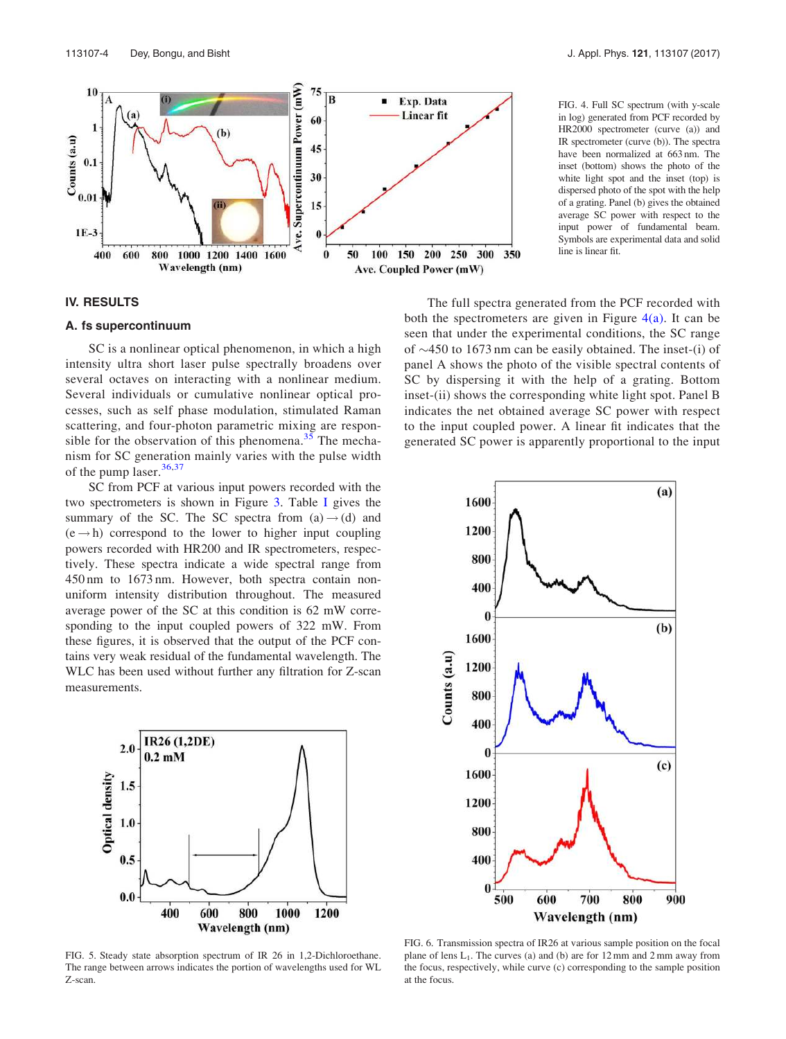FIG. 4. Full SC spectrum (with y-scale in log) generated from PCF recorded by HR2000 spectrometer (curve (a)) and IR spectrometer (curve (b)). The spectra have been normalized at 663 nm. The inset (bottom) shows the photo of the white light spot and the inset (top) is dispersed photo of the spot with the help of a grating. Panel (b) gives the obtained average SC power with respect to the input power of fundamental beam. Symbols are experimental data and solid line is linear fit.

## IV. RESULTS

### A. fs supercontinuum

SC is a nonlinear optical phenomenon, in which a high intensity ultra short laser pulse spectrally broadens over several octaves on interacting with a nonlinear medium. Several individuals or cumulative nonlinear optical processes, such as self phase modulation, stimulated Raman scattering, and four-photon parametric mixing are responsible for the observation of this phenomena.[35] The mechanism for SC generation mainly varies with the pulse width of the pump laser.[36,37]

SC from PCF at various input powers recorded with the two spectrometers is shown in Figure 3. Table I gives the summary of the SC. The SC spectra from (a) → (d) and (e → h) correspond to the lower to higher input coupling powers recorded with HR200 and IR spectrometers, respectively. These spectra indicate a wide spectral range from 450 nm to 1673 nm. However, both spectra contain non-uniform intensity distribution throughout. The measured average power of the SC at this condition is 62 mW corresponding to the input coupled powers of 322 mW. From these figures, it is observed that the output of the PCF contains very weak residual of the fundamental wavelength. The WLC has been used without further any filtration for Z-scan measurements.

The full spectra generated from the PCF recorded with both the spectrometers are given in Figure 4(a). It can be seen that under the experimental conditions, the SC range of ∼450 to 1673 nm can be easily obtained. The inset-(i) of panel A shows the photo of the visible spectral contents of SC by dispersing it with the help of a grating. Bottom inset-(ii) shows the corresponding white light spot. Panel B indicates the net obtained average SC power with respect to the input coupled power. A linear fit indicates that the generated SC power is apparently proportional to the input

FIG. 5. Steady state absorption spectrum of IR 26 in 1,2-Dichloroethane. The range between arrows indicates the portion of wavelengths used for WL Z-scan.

FIG. 6. Transmission spectra of IR26 at various sample position on the focal plane of lens $L_1$. The curves (a) and (b) are for 12 mm and 2 mm away from the focus, respectively, while curve (c) corresponding to the sample position at the focus.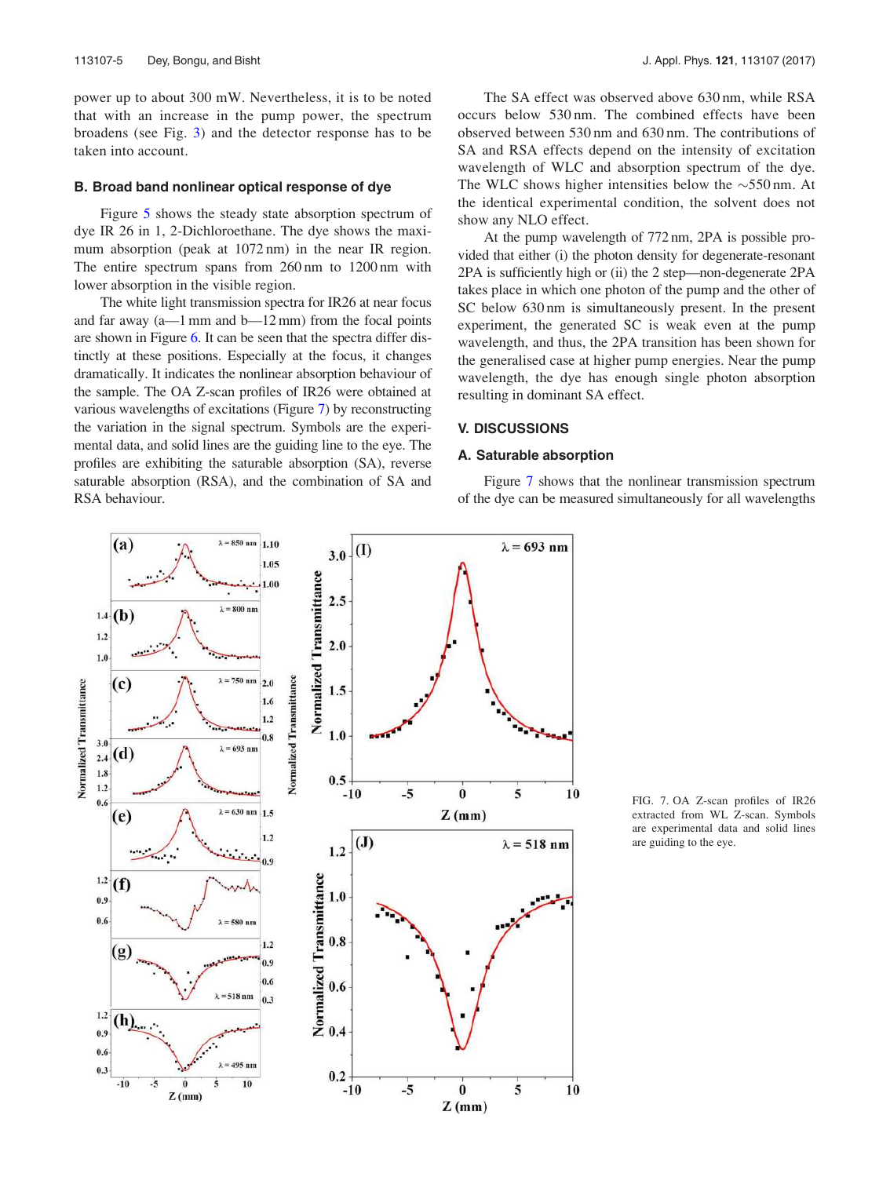power up to about 300 mW. Nevertheless, it is to be noted that with an increase in the pump power, the spectrum broadens (see Fig. 3) and the detector response has to be taken into account.

### B. Broad band nonlinear optical response of dye

Figure 5 shows the steady state absorption spectrum of dye IR 26 in 1, 2-Dichloroethane. The dye shows the maximum absorption (peak at 1072 nm) in the near IR region. The entire spectrum spans from 260 nm to 1200 nm with lower absorption in the visible region.

The white light transmission spectra for IR26 at near focus and far away (a—1 mm and b—12 mm) from the focal points are shown in Figure 6. It can be seen that the spectra differ distinctly at these positions. Especially at the focus, it changes dramatically. It indicates the nonlinear absorption behaviour of the sample. The OA Z-scan profiles of IR26 were obtained at various wavelengths of excitations (Figure 7) by reconstructing the variation in the signal spectrum. Symbols are the experimental data, and solid lines are the guiding line to the eye. The profiles are exhibiting the saturable absorption (SA), reverse saturable absorption (RSA), and the combination of SA and RSA behaviour.

The SA effect was observed above 630 nm, while RSA occurs below 530 nm. The combined effects have been observed between 530 nm and 630 nm. The contributions of SA and RSA effects depend on the intensity of excitation wavelength of WLC and absorption spectrum of the dye. The WLC shows higher intensities below the ~550 nm. At the identical experimental condition, the solvent does not show any NLO effect.

At the pump wavelength of 772 nm, 2PA is possible provided that either (i) the photon density for degenerate-resonant 2PA is sufficiently high or (ii) the 2 step—non-degenerate 2PA takes place in which one photon of the pump and the other of SC below 630 nm is simultaneously present. In the present experiment, the generated SC is weak even at the pump wavelength, and thus, the 2PA transition has been shown for the generalised case at higher pump energies. Near the pump wavelength, the dye has enough single photon absorption resulting in dominant SA effect.

## V. DISCUSSIONS

### A. Saturable absorption

Figure 7 shows that the nonlinear transmission spectrum of the dye can be measured simultaneously for all wavelengths

FIG. 7. OA Z-scan profiles of IR26 extracted from WL Z-scan. Symbols are experimental data and solid lines are guiding to the eye.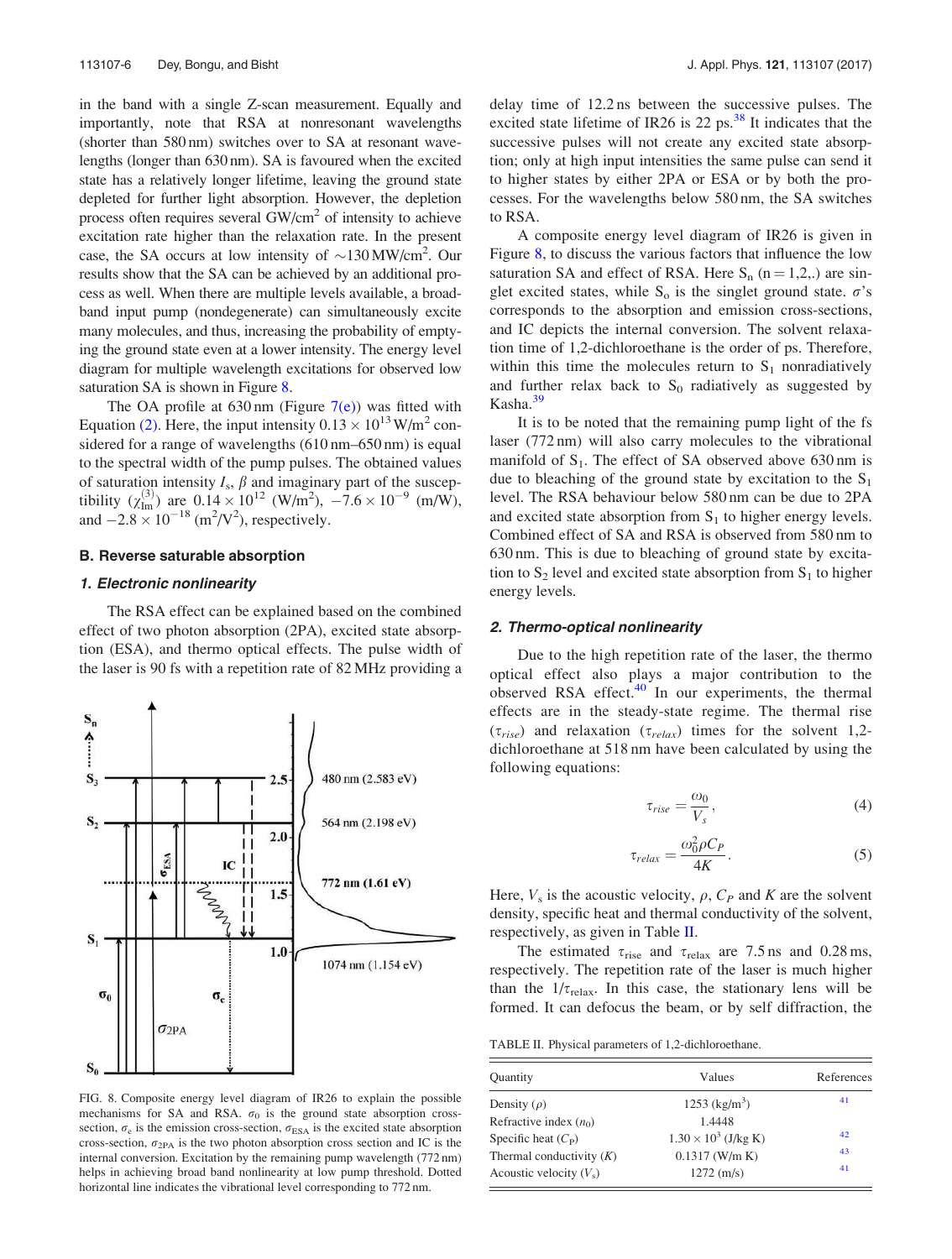in the band with a single Z-scan measurement. Equally and importantly, note that RSA at nonresonant wavelengths (shorter than 580 nm) switches over to SA at resonant wavelengths (longer than 630 nm). SA is favoured when the excited state has a relatively longer lifetime, leaving the ground state depleted for further light absorption. However, the depletion process often requires several GW/cm$^2$ of intensity to achieve excitation rate higher than the relaxation rate. In the present case, the SA occurs at low intensity of $\sim$130 MW/cm$^2$. Our results show that the SA can be achieved by an additional process as well. When there are multiple levels available, a broadband input pump (nondegenerate) can simultaneously excite many molecules, and thus, increasing the probability of emptying the ground state even at a lower intensity. The energy level diagram for multiple wavelength excitations for observed low saturation SA is shown in Figure 8.

The OA profile at 630 nm (Figure 7(e)) was fitted with Equation (2). Here, the input intensity $0.13 \times 10^{13}$ W/m$^2$ considered for a range of wavelengths (610 nm–650 nm) is equal to the spectral width of the pump pulses. The obtained values of saturation intensity $I_s$, $\beta$ and imaginary part of the susceptibility ($\chi^{(3)}_{\text{Im}}$) are $0.14 \times 10^{12}$ (W/m$^2$), $-7.6 \times 10^{-9}$ (m/W), and $-2.8 \times 10^{-18}$ (m$^2$/V$^2$), respectively.

### B. Reverse saturable absorption

#### 1. Electronic nonlinearity

The RSA effect can be explained based on the combined effect of two photon absorption (2PA), excited state absorption (ESA), and thermo optical effects. The pulse width of the laser is 90 fs with a repetition rate of 82 MHz providing a delay time of 12.2 ns between the successive pulses. The excited state lifetime of IR26 is 22 ps.[38] It indicates that the successive pulses will not create any excited state absorption; only at high input intensities the same pulse can send it to higher states by either 2PA or ESA or by both the processes. For the wavelengths below 580 nm, the SA switches to RSA.

FIG. 8. Composite energy level diagram of IR26 to explain the possible mechanisms for SA and RSA. $\sigma_0$ is the ground state absorption cross-section, $\sigma_e$ is the emission cross-section, $\sigma_{\text{ESA}}$ is the excited state absorption cross-section, $\sigma_{\text{2PA}}$ is the two photon absorption cross section and IC is the internal conversion. Excitation by the remaining pump wavelength (772 nm) helps in achieving broad band nonlinearity at low pump threshold. Dotted horizontal line indicates the vibrational level corresponding to 772 nm.

A composite energy level diagram of IR26 is given in Figure 8, to discuss the various factors that influence the low saturation SA and effect of RSA. Here $S_n$ (n = 1,2,.) are singlet excited states, while $S_o$ is the singlet ground state. $\sigma$'s corresponds to the absorption and emission cross-sections, and IC depicts the internal conversion. The solvent relaxation time of 1,2-dichloroethane is the order of ps. Therefore, within this time the molecules return to $S_1$ nonradiatively and further relax back to $S_0$ radiatively as suggested by Kasha.[39]

It is to be noted that the remaining pump light of the fs laser (772 nm) will also carry molecules to the vibrational manifold of $S_1$. The effect of SA observed above 630 nm is due to bleaching of the ground state by excitation to the $S_1$ level. The RSA behaviour below 580 nm can be due to 2PA and excited state absorption from $S_1$ to higher energy levels. Combined effect of SA and RSA is observed from 580 nm to 630 nm. This is due to bleaching of ground state by excitation to $S_2$ level and excited state absorption from $S_1$ to higher energy levels.

#### 2. Thermo-optical nonlinearity

Due to the high repetition rate of the laser, the thermo optical effect also plays a major contribution to the observed RSA effect.[40] In our experiments, the thermal effects are in the steady-state regime. The thermal rise ($\tau_{rise}$) and relaxation ($\tau_{relax}$) times for the solvent 1,2-dichloroethane at 518 nm have been calculated by using the following equations:

$$\tau_{rise} = \frac{\omega_0}{V_s}, \tag{4}$$

$$\tau_{relax} = \frac{\omega_0^2 \rho C_P}{4K}. \tag{5}$$

Here, $V_s$ is the acoustic velocity, $\rho$, $C_P$ and $K$ are the solvent density, specific heat and thermal conductivity of the solvent, respectively, as given in Table II.

The estimated $\tau_{\text{rise}}$ and $\tau_{\text{relax}}$ are 7.5 ns and 0.28 ms, respectively. The repetition rate of the laser is much higher than the $1/\tau_{\text{relax}}$. In this case, the stationary lens will be formed. It can defocus the beam, or by self diffraction, the

TABLE II. Physical parameters of 1,2-dichloroethane.

| Quantity | Values | References |
|---|---|---|
| Density ($\rho$) | 1253 (kg/m$^3$) | 41 |
| Refractive index ($n_0$) | 1.4448 | |
| Specific heat ($C_P$) | $1.30 \times 10^3$ (J/kg K) | 42 |
| Thermal conductivity ($K$) | 0.1317 (W/m K) | 43 |
| Acoustic velocity ($V_s$) | 1272 (m/s) | 41 |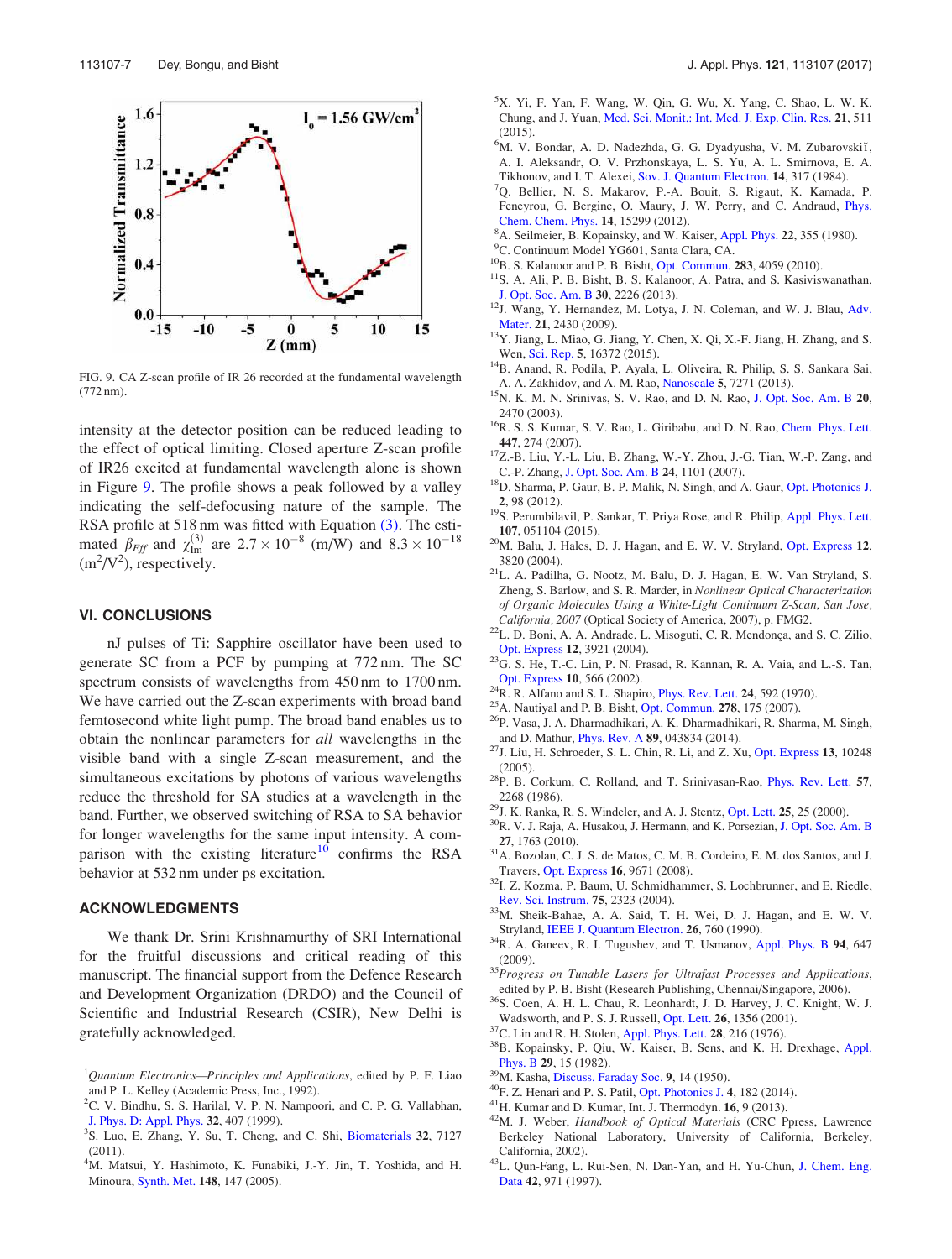$I_0 = 1.56$ GW/cm$^2$

Normalized Transmittance

1.6
1.2
0.8
0.4
0.0

-15 -10 -5 0 5 10 15

Z (mm)

FIG. 9. CA Z-scan profile of IR 26 recorded at the fundamental wavelength (772 nm).

intensity at the detector position can be reduced leading to the effect of optical limiting. Closed aperture Z-scan profile of IR26 excited at fundamental wavelength alone is shown in Figure 9. The profile shows a peak followed by a valley indicating the self-defocusing nature of the sample. The RSA profile at 518 nm was fitted with Equation (3). The estimated $\beta_{Eff}$ and $\chi^{(3)}_{\text{Im}}$ are $2.7 \times 10^{-8}$ (m/W) and $8.3 \times 10^{-18}$ (m$^2$/V$^2$), respectively.

## VI. CONCLUSIONS

nJ pulses of Ti: Sapphire oscillator have been used to generate SC from a PCF by pumping at 772 nm. The SC spectrum consists of wavelengths from 450 nm to 1700 nm. We have carried out the Z-scan experiments with broad band femtosecond white light pump. The broad band enables us to obtain the nonlinear parameters for *all* wavelengths in the visible band with a single Z-scan measurement, and the simultaneous excitations by photons of various wavelengths reduce the threshold for SA studies at a wavelength in the band. Further, we observed switching of RSA to SA behavior for longer wavelengths for the same input intensity. A comparison with the existing literature[10] confirms the RSA behavior at 532 nm under ps excitation.

## ACKNOWLEDGMENTS

We thank Dr. Srini Krishnamurthy of SRI International for the fruitful discussions and critical reading of this manuscript. The financial support from the Defence Research and Development Organization (DRDO) and the Council of Scientific and Industrial Research (CSIR), New Delhi is gratefully acknowledged.

[1] *Quantum Electronics—Principles and Applications*, edited by P. F. Liao and P. L. Kelley (Academic Press, Inc., 1992).

[2] C. V. Bindhu, S. S. Harilal, V. P. N. Nampoori, and C. P. G. Vallabhan, J. Phys. D: Appl. Phys. **32**, 407 (1999).

[3] S. Luo, E. Zhang, Y. Su, T. Cheng, and C. Shi, Biomaterials **32**, 7127 (2011).

[4] M. Matsui, Y. Hashimoto, K. Funabiki, J.-Y. Jin, T. Yoshida, and H. Minoura, Synth. Met. **148**, 147 (2005).

[5] X. Yi, F. Yan, F. Wang, W. Qin, G. Wu, X. Yang, C. Shao, L. W. K. Chung, and J. Yuan, Med. Sci. Monit.: Int. Med. J. Exp. Clin. Res. **21**, 511 (2015).

[6] M. V. Bondar, A. D. Nadezhda, G. G. Dyadyusha, V. M. Zubarovskiĭ, A. I. Aleksandr, O. V. Przhonskaya, L. S. Yu, A. L. Smirnova, E. A. Tikhonov, and I. T. Alexei, Sov. J. Quantum Electron. **14**, 317 (1984).

[7] Q. Bellier, N. S. Makarov, P.-A. Bouit, S. Rigaut, K. Kamada, P. Feneyrou, G. Berginc, O. Maury, J. W. Perry, and C. Andraud, Phys. Chem. Chem. Phys. **14**, 15299 (2012).

[8] A. Seilmeier, B. Kopainsky, and W. Kaiser, Appl. Phys. **22**, 355 (1980).

[9] C. Continuum Model YG601, Santa Clara, CA.

[10] B. S. Kalanoor and P. B. Bisht, Opt. Commun. **283**, 4059 (2010).

[11] S. A. Ali, P. B. Bisht, B. S. Kalanoor, A. Patra, and S. Kasiviswanathan, J. Opt. Soc. Am. B **30**, 2226 (2013).

[12] J. Wang, Y. Hernandez, M. Lotya, J. N. Coleman, and W. J. Blau, Adv. Mater. **21**, 2430 (2009).

[13] Y. Jiang, L. Miao, G. Jiang, Y. Chen, X. Qi, X.-F. Jiang, H. Zhang, and S. Wen, Sci. Rep. **5**, 16372 (2015).

[14] B. Anand, R. Podila, P. Ayala, L. Oliveira, R. Philip, S. S. Sankara Sai, A. A. Zakhidov, and A. M. Rao, Nanoscale **5**, 7271 (2013).

[15] N. K. M. N. Srinivas, S. V. Rao, and D. N. Rao, J. Opt. Soc. Am. B **20**, 2470 (2003).

[16] R. S. S. Kumar, S. V. Rao, L. Giribabu, and D. N. Rao, Chem. Phys. Lett. **447**, 274 (2007).

[17] Z.-B. Liu, Y.-L. Liu, B. Zhang, W.-Y. Zhou, J.-G. Tian, W.-P. Zang, and C.-P. Zhang, J. Opt. Soc. Am. B **24**, 1101 (2007).

[18] D. Sharma, P. Gaur, B. P. Malik, N. Singh, and A. Gaur, Opt. Photonics J. **2**, 98 (2012).

[19] S. Perumbilavil, P. Sankar, T. Priya Rose, and R. Philip, Appl. Phys. Lett. **107**, 051104 (2015).

[20] M. Balu, J. Hales, D. J. Hagan, and E. W. V. Stryland, Opt. Express **12**, 3820 (2004).

[21] L. A. Padilha, G. Nootz, M. Balu, D. J. Hagan, E. W. Van Stryland, S. Zheng, S. Barlow, and S. R. Marder, in *Nonlinear Optical Characterization of Organic Molecules Using a White-Light Continuum Z-Scan, San Jose, California, 2007* (Optical Society of America, 2007), p. FMG2.

[22] L. D. Boni, A. A. Andrade, L. Misoguti, C. R. Mendonça, and S. C. Zilio, Opt. Express **12**, 3921 (2004).

[23] G. S. He, T.-C. Lin, P. N. Prasad, R. Kannan, R. A. Vaia, and L.-S. Tan, Opt. Express **10**, 566 (2002).

[24] R. R. Alfano and S. L. Shapiro, Phys. Rev. Lett. **24**, 592 (1970).

[25] A. Nautiyal and P. B. Bisht, Opt. Commun. **278**, 175 (2007).

[26] P. Vasa, J. A. Dharmadhikari, A. K. Dharmadhikari, R. Sharma, M. Singh, and D. Mathur, Phys. Rev. A **89**, 043834 (2014).

[27] J. Liu, H. Schroeder, S. L. Chin, R. Li, and Z. Xu, Opt. Express **13**, 10248 (2005).

[28] P. B. Corkum, C. Rolland, and T. Srinivasan-Rao, Phys. Rev. Lett. **57**, 2268 (1986).

[29] J. K. Ranka, R. S. Windeler, and A. J. Stentz, Opt. Lett. **25**, 25 (2000).

[30] R. V. J. Raja, A. Husakou, J. Hermann, and K. Porsezian, J. Opt. Soc. Am. B **27**, 1763 (2010).

[31] A. Bozolan, C. J. S. de Matos, C. M. B. Cordeiro, E. M. dos Santos, and J. Travers, Opt. Express **16**, 9671 (2008).

[32] I. Z. Kozma, P. Baum, U. Schmidhammer, S. Lochbrunner, and E. Riedle, Rev. Sci. Instrum. **75**, 2323 (2004).

[33] M. Sheik-Bahae, A. A. Said, T. H. Wei, D. J. Hagan, and E. W. V. Stryland, IEEE J. Quantum Electron. **26**, 760 (1990).

[34] R. A. Ganeev, R. I. Tugushev, and T. Usmanov, Appl. Phys. B **94**, 647 (2009).

[35] *Progress on Tunable Lasers for Ultrafast Processes and Applications*, edited by P. B. Bisht (Research Publishing, Chennai/Singapore, 2006).

[36] S. Coen, A. H. L. Chau, R. Leonhardt, J. D. Harvey, J. C. Knight, W. J. Wadsworth, and P. S. J. Russell, Opt. Lett. **26**, 1356 (2001).

[37] C. Lin and R. H. Stolen, Appl. Phys. Lett. **28**, 216 (1976).

[38] B. Kopainsky, P. Qiu, W. Kaiser, B. Sens, and K. H. Drexhage, Appl. Phys. B **29**, 15 (1982).

[39] M. Kasha, Discuss. Faraday Soc. **9**, 14 (1950).

[40] F. Z. Henari and P. S. Patil, Opt. Photonics J. **4**, 182 (2014).

[41] H. Kumar and D. Kumar, Int. J. Thermodyn. **16**, 9 (2013).

[42] M. J. Weber, *Handbook of Optical Materials* (CRC Ppress, Lawrence Berkeley National Laboratory, University of California, Berkeley, California, 2002).

[43] L. Qun-Fang, L. Rui-Sen, N. Dan-Yan, and H. Yu-Chun, J. Chem. Eng. Data **42**, 971 (1997).